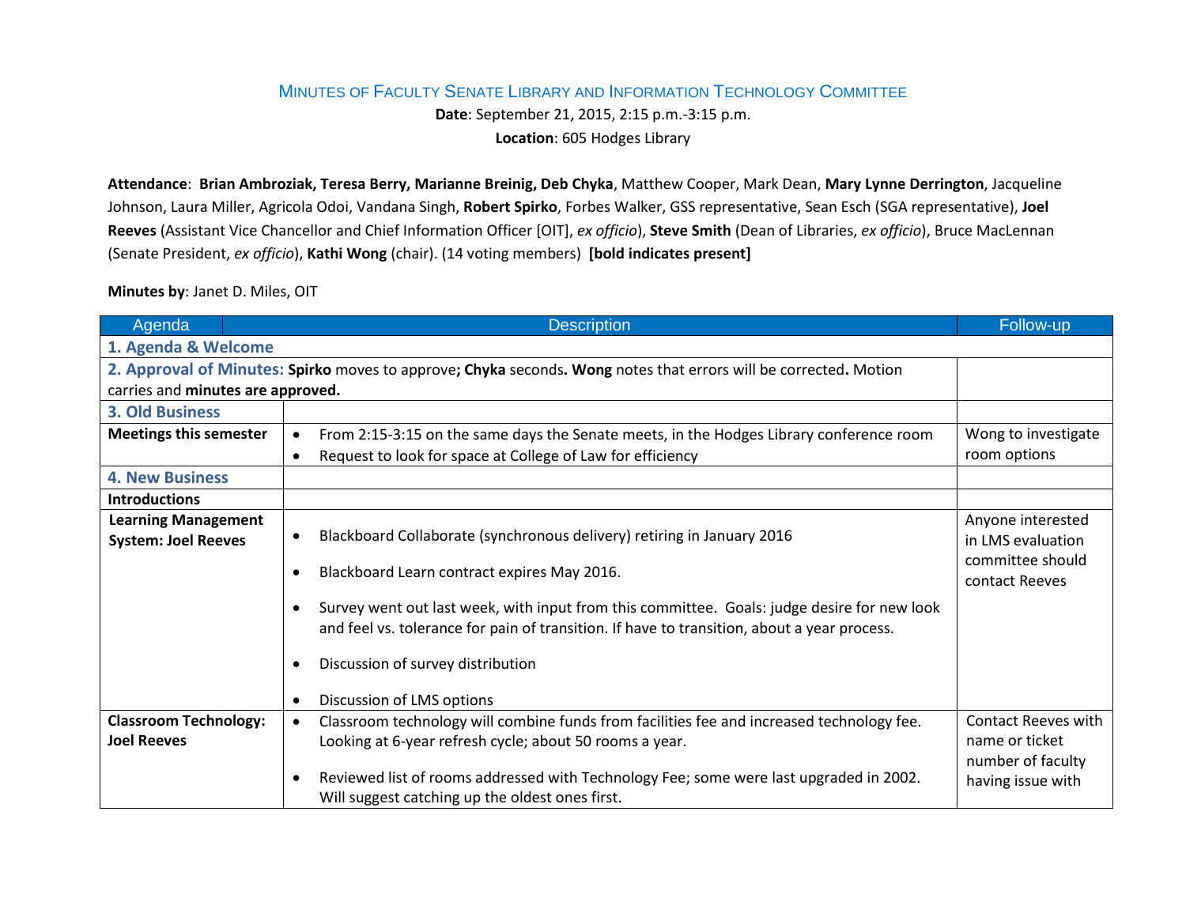# Minutes of Faculty Senate Library and Information Technology Committee

**Date**: September 21, 2015, 2:15 p.m.-3:15 p.m.

**Location**: 605 Hodges Library

**Attendance**: **Brian Ambroziak, Teresa Berry, Marianne Breinig, Deb Chyka**, Matthew Cooper, Mark Dean, **Mary Lynne Derrington**, Jacqueline Johnson, Laura Miller, Agricola Odoi, Vandana Singh, **Robert Spirko**, Forbes Walker, GSS representative, Sean Esch (SGA representative), **Joel Reeves** (Assistant Vice Chancellor and Chief Information Officer [OIT], *ex officio*), **Steve Smith** (Dean of Libraries, *ex officio*), Bruce MacLennan (Senate President, *ex officio*), **Kathi Wong** (chair). (14 voting members) **[bold indicates present]**

**Minutes by**: Janet D. Miles, OIT

| Agenda | Description | Follow-up |
|---|---|---|
| **1. Agenda & Welcome** | | |
| **2. Approval of Minutes:** **Spirko** moves to approve**; Chyka** seconds**. Wong** notes that errors will be corrected**.** Motion carries and **minutes are approved.** | | |
| **3. Old Business** | | |
| **Meetings this semester** | • From 2:15-3:15 on the same days the Senate meets, in the Hodges Library conference room<br>• Request to look for space at College of Law for efficiency | Wong to investigate room options |
| **4. New Business** | | |
| **Introductions** | | |
| **Learning Management System: Joel Reeves** | • Blackboard Collaborate (synchronous delivery) retiring in January 2016<br>• Blackboard Learn contract expires May 2016.<br>• Survey went out last week, with input from this committee. Goals: judge desire for new look and feel vs. tolerance for pain of transition. If have to transition, about a year process.<br>• Discussion of survey distribution<br>• Discussion of LMS options | Anyone interested in LMS evaluation committee should contact Reeves |
| **Classroom Technology: Joel Reeves** | • Classroom technology will combine funds from facilities fee and increased technology fee. Looking at 6-year refresh cycle; about 50 rooms a year.<br>• Reviewed list of rooms addressed with Technology Fee; some were last upgraded in 2002. Will suggest catching up the oldest ones first. | Contact Reeves with name or ticket number of faculty having issue with |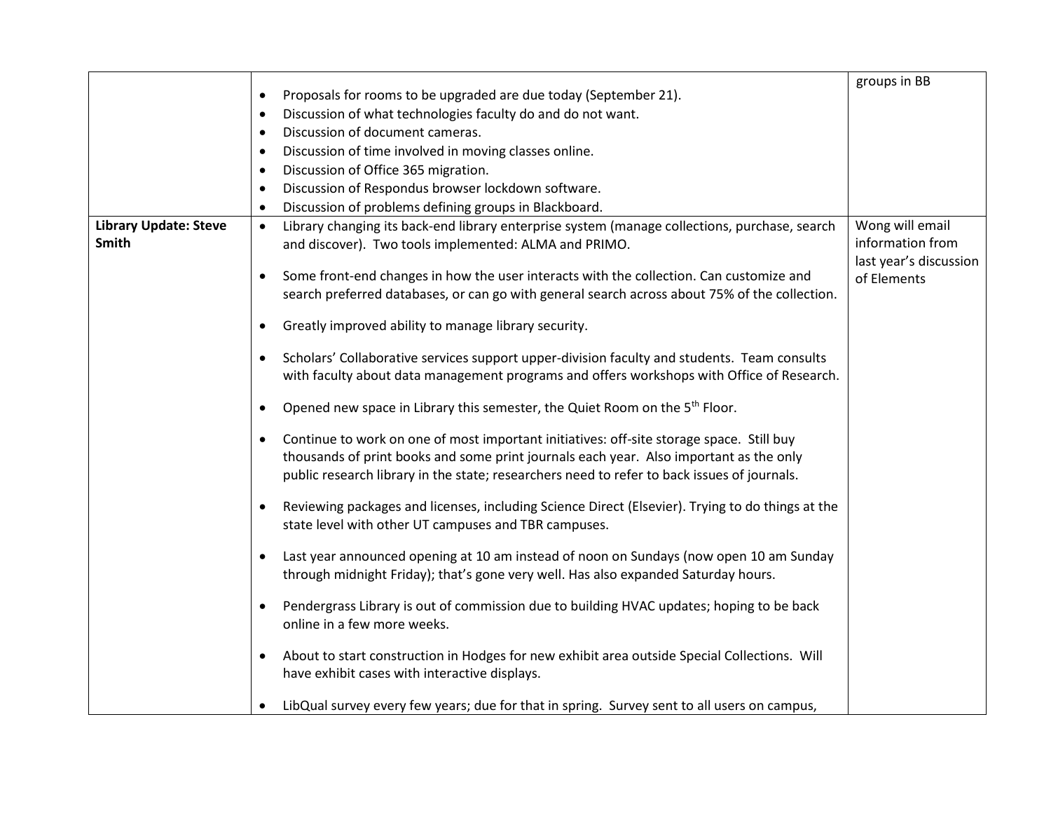|  |  |  |
|---|---|---|
|  | • Proposals for rooms to be upgraded are due today (September 21).<br>• Discussion of what technologies faculty do and do not want.<br>• Discussion of document cameras.<br>• Discussion of time involved in moving classes online.<br>• Discussion of Office 365 migration.<br>• Discussion of Respondus browser lockdown software.<br>• Discussion of problems defining groups in Blackboard. | groups in BB |
| **Library Update: Steve Smith** | • Library changing its back-end library enterprise system (manage collections, purchase, search and discover). Two tools implemented: ALMA and PRIMO.<br>• Some front-end changes in how the user interacts with the collection. Can customize and search preferred databases, or can go with general search across about 75% of the collection.<br>• Greatly improved ability to manage library security.<br>• Scholars' Collaborative services support upper-division faculty and students. Team consults with faculty about data management programs and offers workshops with Office of Research.<br>• Opened new space in Library this semester, the Quiet Room on the 5th Floor.<br>• Continue to work on one of most important initiatives: off-site storage space. Still buy thousands of print books and some print journals each year. Also important as the only public research library in the state; researchers need to refer to back issues of journals.<br>• Reviewing packages and licenses, including Science Direct (Elsevier). Trying to do things at the state level with other UT campuses and TBR campuses.<br>• Last year announced opening at 10 am instead of noon on Sundays (now open 10 am Sunday through midnight Friday); that's gone very well. Has also expanded Saturday hours.<br>• Pendergrass Library is out of commission due to building HVAC updates; hoping to be back online in a few more weeks.<br>• About to start construction in Hodges for new exhibit area outside Special Collections. Will have exhibit cases with interactive displays.<br>• LibQual survey every few years; due for that in spring. Survey sent to all users on campus, | Wong will email information from last year's discussion of Elements |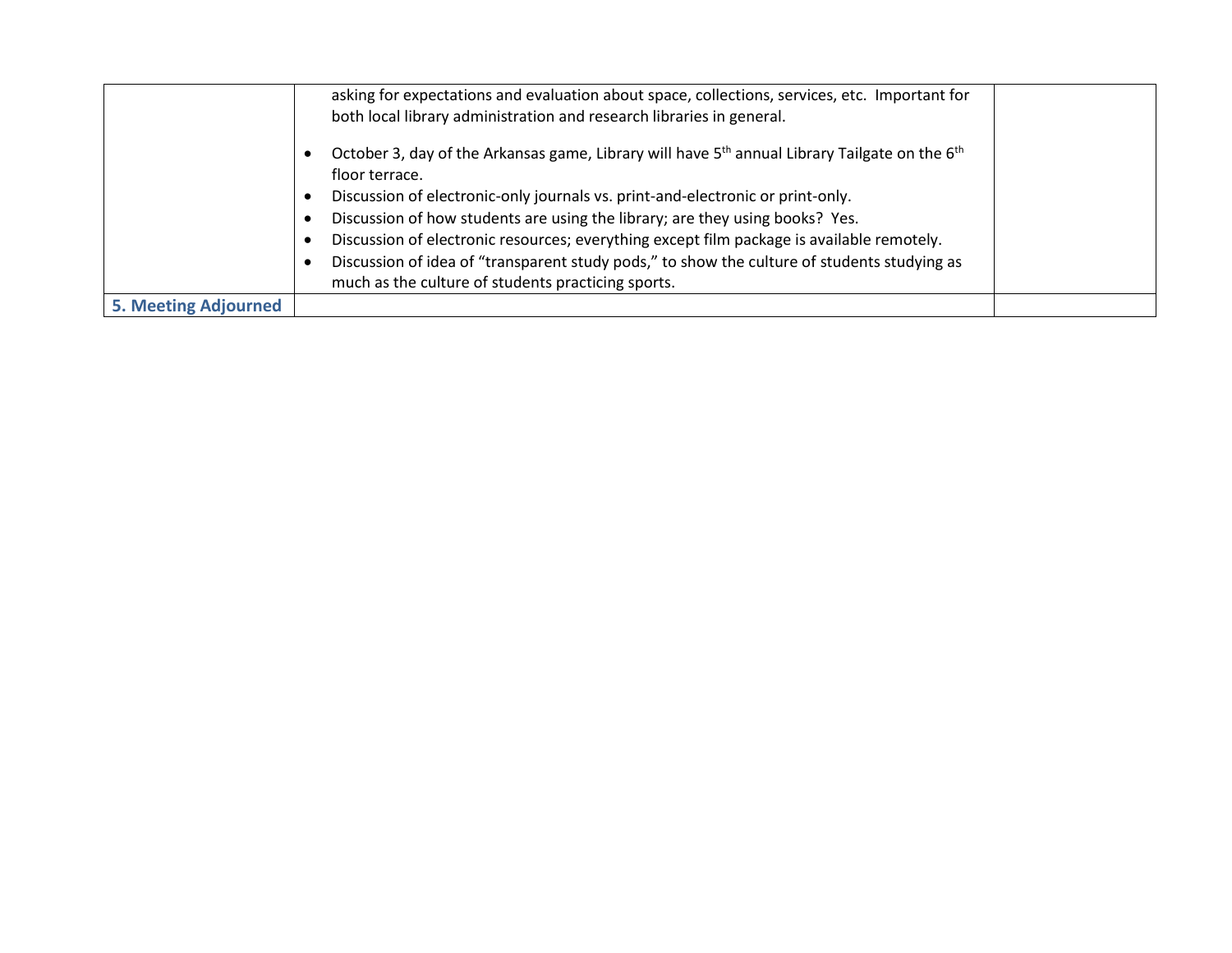| | | |
|---|---|---|
| | asking for expectations and evaluation about space, collections, services, etc. Important for both local library administration and research libraries in general.<br><br>• October 3, day of the Arkansas game, Library will have 5th annual Library Tailgate on the 6th floor terrace.<br>• Discussion of electronic-only journals vs. print-and-electronic or print-only.<br>• Discussion of how students are using the library; are they using books? Yes.<br>• Discussion of electronic resources; everything except film package is available remotely.<br>• Discussion of idea of "transparent study pods," to show the culture of students studying as much as the culture of students practicing sports. | |
| **5. Meeting Adjourned** | | |